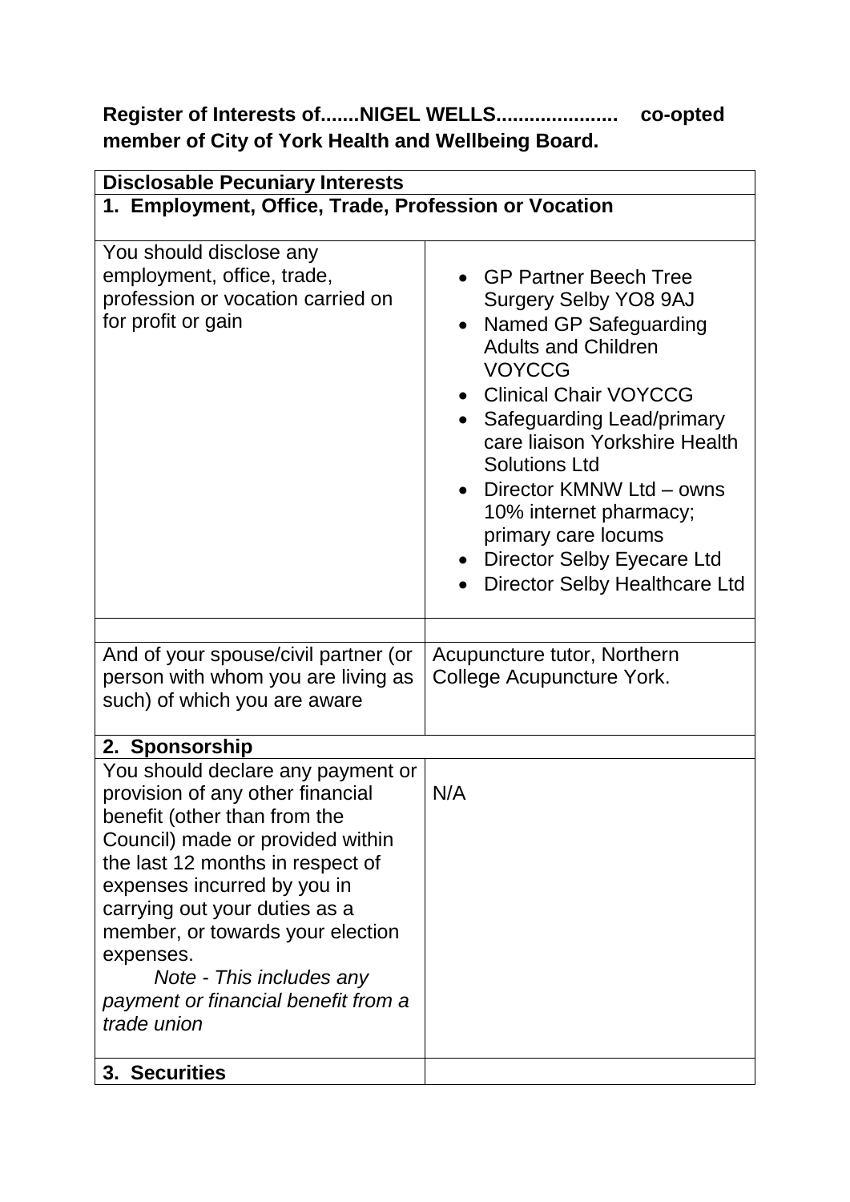**Register of Interests of.......NIGEL WELLS..................... co-opted member of City of York Health and Wellbeing Board.**

| **Disclosable Pecuniary Interests** | |
|---|---|
| **1. Employment, Office, Trade, Profession or Vocation** | |
| You should disclose any employment, office, trade, profession or vocation carried on for profit or gain | • GP Partner Beech Tree Surgery Selby YO8 9AJ<br>• Named GP Safeguarding Adults and Children VOYCCG<br>• Clinical Chair VOYCCG<br>• Safeguarding Lead/primary care liaison Yorkshire Health Solutions Ltd<br>• Director KMNW Ltd – owns 10% internet pharmacy; primary care locums<br>• Director Selby Eyecare Ltd<br>• Director Selby Healthcare Ltd |
| | |
| And of your spouse/civil partner (or person with whom you are living as such) of which you are aware | Acupuncture tutor, Northern College Acupuncture York. |
| **2. Sponsorship** | |
| You should declare any payment or provision of any other financial benefit (other than from the Council) made or provided within the last 12 months in respect of expenses incurred by you in carrying out your duties as a member, or towards your election expenses.<br>*Note - This includes any payment or financial benefit from a trade union* | N/A |
| **3. Securities** | |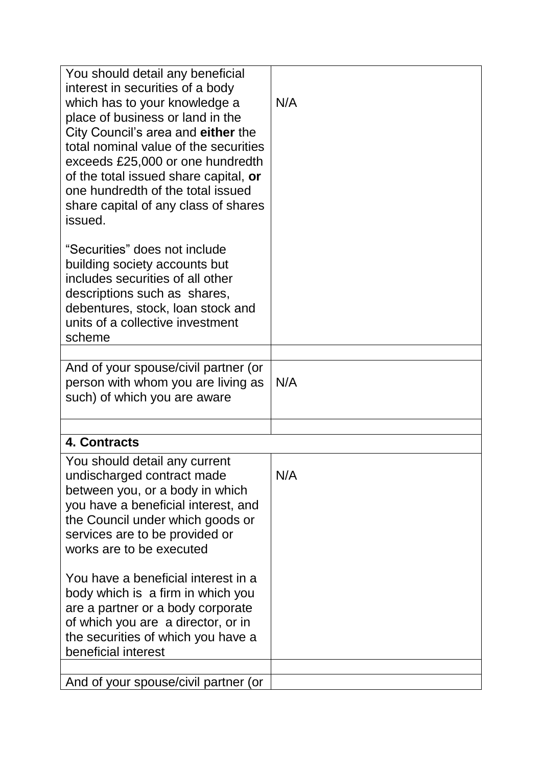| | |
|---|---|
| You should detail any beneficial interest in securities of a body which has to your knowledge a place of business or land in the City Council's area and **either** the total nominal value of the securities exceeds £25,000 or one hundredth of the total issued share capital, **or** one hundredth of the total issued share capital of any class of shares issued.<br><br>"Securities" does not include building society accounts but includes securities of all other descriptions such as shares, debentures, stock, loan stock and units of a collective investment scheme | N/A |
| | |
| And of your spouse/civil partner (or person with whom you are living as such) of which you are aware | N/A |
| | |
| **4. Contracts** | |
| You should detail any current undischarged contract made between you, or a body in which you have a beneficial interest, and the Council under which goods or services are to be provided or works are to be executed<br><br>You have a beneficial interest in a body which is a firm in which you are a partner or a body corporate of which you are a director, or in the securities of which you have a beneficial interest | N/A |
| | |
| And of your spouse/civil partner (or | |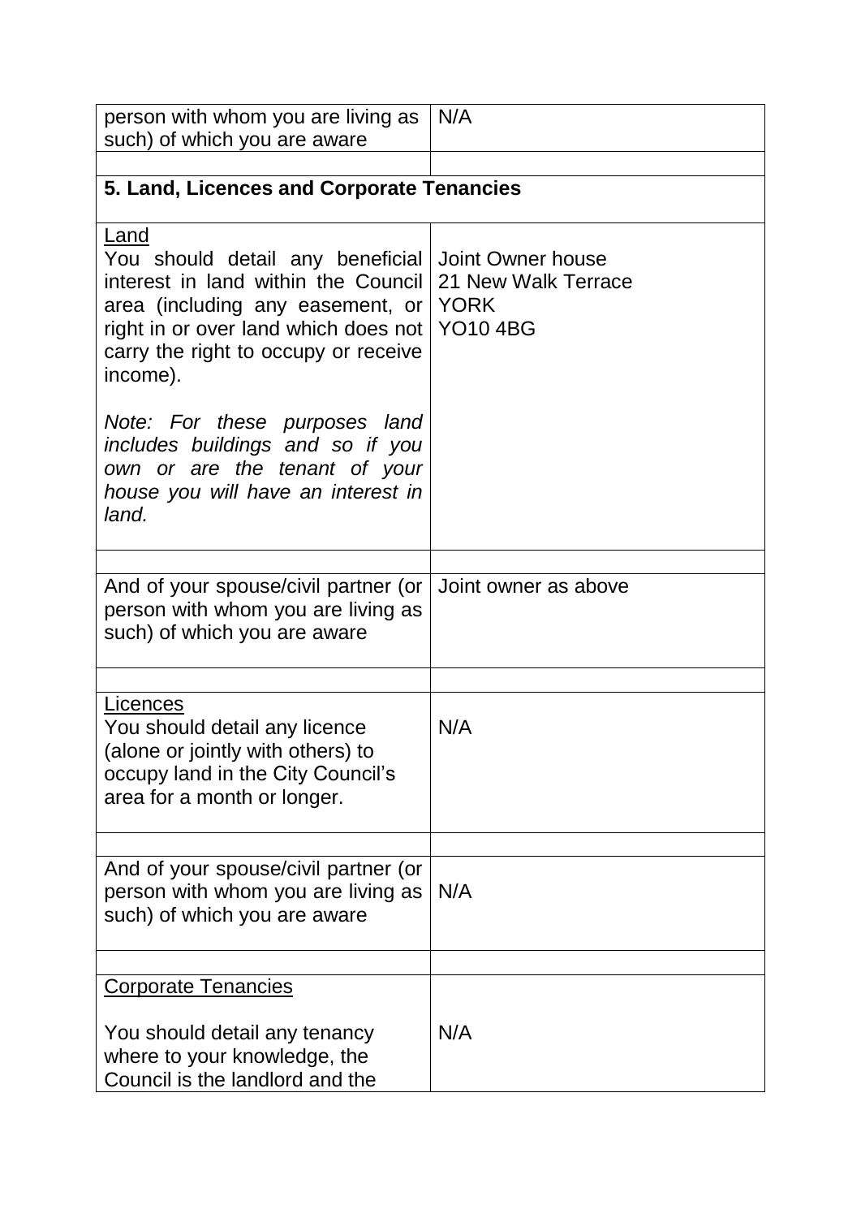| person with whom you are living as such) of which you are aware | N/A |
|---|---|
| | |
| **5. Land, Licences and Corporate Tenancies** | |
| <u>Land</u><br>You should detail any beneficial interest in land within the Council area (including any easement, or right in or over land which does not carry the right to occupy or receive income).<br><br>*Note: For these purposes land includes buildings and so if you own or are the tenant of your house you will have an interest in land.* | Joint Owner house<br>21 New Walk Terrace<br>YORK<br>YO10 4BG |
| | |
| And of your spouse/civil partner (or person with whom you are living as such) of which you are aware | Joint owner as above |
| | |
| <u>Licences</u><br>You should detail any licence (alone or jointly with others) to occupy land in the City Council's area for a month or longer. | N/A |
| | |
| And of your spouse/civil partner (or person with whom you are living as such) of which you are aware | N/A |
| | |
| <u>Corporate Tenancies</u><br><br>You should detail any tenancy where to your knowledge, the Council is the landlord and the | N/A |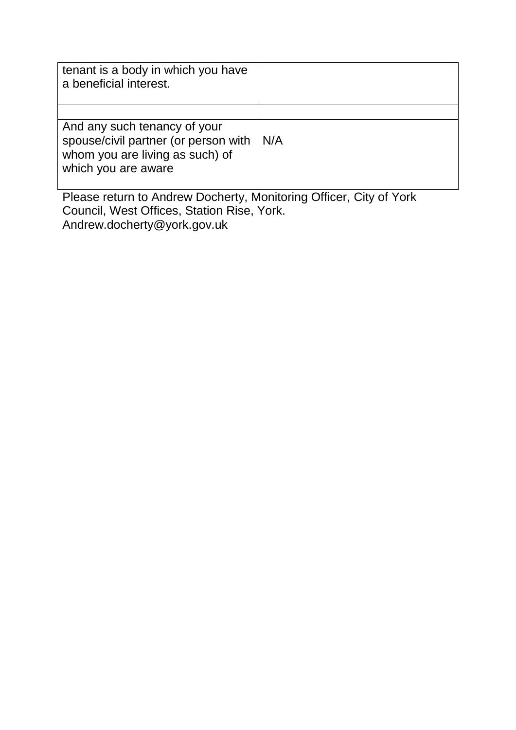| | |
|---|---|
| tenant is a body in which you have a beneficial interest. | |
| | |
| And any such tenancy of your spouse/civil partner (or person with whom you are living as such) of which you are aware | N/A |

Please return to Andrew Docherty, Monitoring Officer, City of York Council, West Offices, Station Rise, York.
Andrew.docherty@york.gov.uk